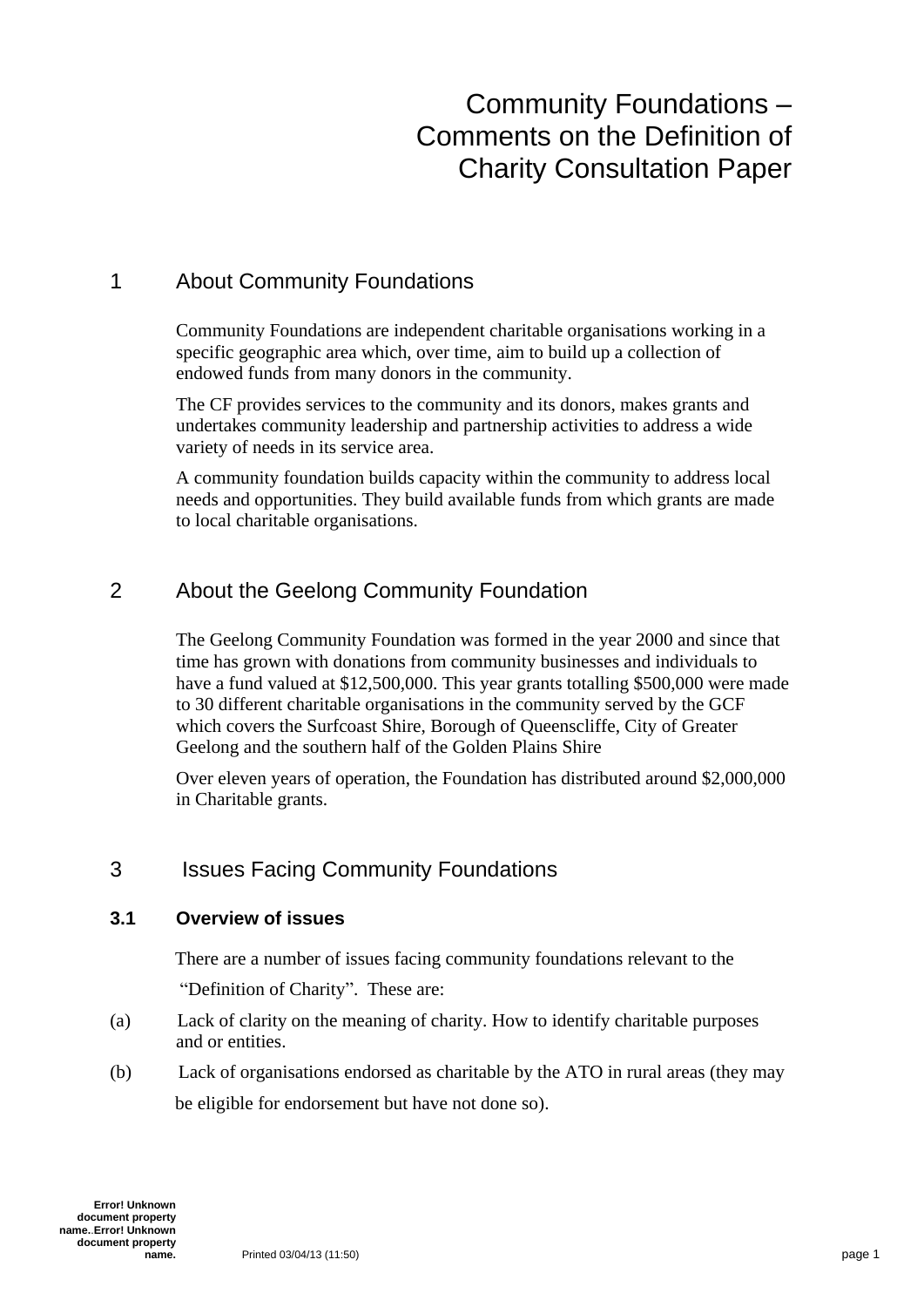# Community Foundations – Comments on the Definition of Charity Consultation Paper

## 1 About Community Foundations

Community Foundations are independent charitable organisations working in a specific geographic area which, over time, aim to build up a collection of endowed funds from many donors in the community.

The CF provides services to the community and its donors, makes grants and undertakes community leadership and partnership activities to address a wide variety of needs in its service area.

A community foundation builds capacity within the community to address local needs and opportunities. They build available funds from which grants are made to local charitable organisations.

## 2 About the Geelong Community Foundation

The Geelong Community Foundation was formed in the year 2000 and since that time has grown with donations from community businesses and individuals to have a fund valued at $12,500,000. This year grants totalling $500,000 were made to 30 different charitable organisations in the community served by the GCF which covers the Surfcoast Shire, Borough of Queenscliffe, City of Greater Geelong and the southern half of the Golden Plains Shire

Over eleven years of operation, the Foundation has distributed around $2,000,000 in Charitable grants.

## 3 Issues Facing Community Foundations

### 3.1 Overview of issues

There are a number of issues facing community foundations relevant to the "Definition of Charity". These are:

(a) Lack of clarity on the meaning of charity. How to identify charitable purposes and or entities.

(b) Lack of organisations endorsed as charitable by the ATO in rural areas (they may be eligible for endorsement but have not done so).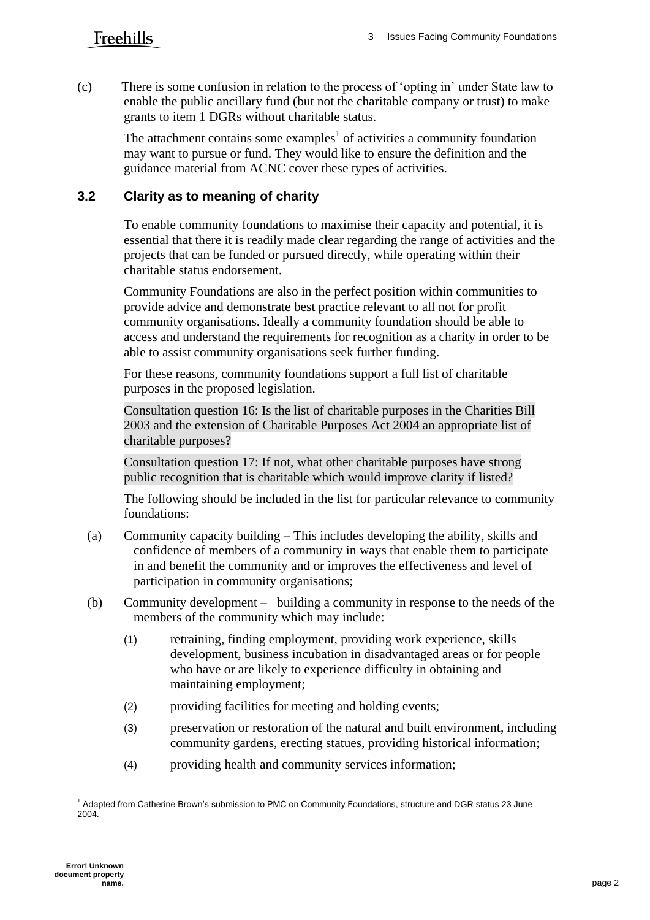(c) There is some confusion in relation to the process of 'opting in' under State law to enable the public ancillary fund (but not the charitable company or trust) to make grants to item 1 DGRs without charitable status.

The attachment contains some examples[1] of activities a community foundation may want to pursue or fund. They would like to ensure the definition and the guidance material from ACNC cover these types of activities.

## 3.2 Clarity as to meaning of charity

To enable community foundations to maximise their capacity and potential, it is essential that there it is readily made clear regarding the range of activities and the projects that can be funded or pursued directly, while operating within their charitable status endorsement.

Community Foundations are also in the perfect position within communities to provide advice and demonstrate best practice relevant to all not for profit community organisations. Ideally a community foundation should be able to access and understand the requirements for recognition as a charity in order to be able to assist community organisations seek further funding.

For these reasons, community foundations support a full list of charitable purposes in the proposed legislation.

Consultation question 16: Is the list of charitable purposes in the Charities Bill 2003 and the extension of Charitable Purposes Act 2004 an appropriate list of charitable purposes?

Consultation question 17: If not, what other charitable purposes have strong public recognition that is charitable which would improve clarity if listed?

The following should be included in the list for particular relevance to community foundations:

(a) Community capacity building – This includes developing the ability, skills and confidence of members of a community in ways that enable them to participate in and benefit the community and or improves the effectiveness and level of participation in community organisations;

(b) Community development – building a community in response to the needs of the members of the community which may include:

(1) retraining, finding employment, providing work experience, skills development, business incubation in disadvantaged areas or for people who have or are likely to experience difficulty in obtaining and maintaining employment;

(2) providing facilities for meeting and holding events;

(3) preservation or restoration of the natural and built environment, including community gardens, erecting statues, providing historical information;

(4) providing health and community services information;

[1] Adapted from Catherine Brown's submission to PMC on Community Foundations, structure and DGR status 23 June 2004.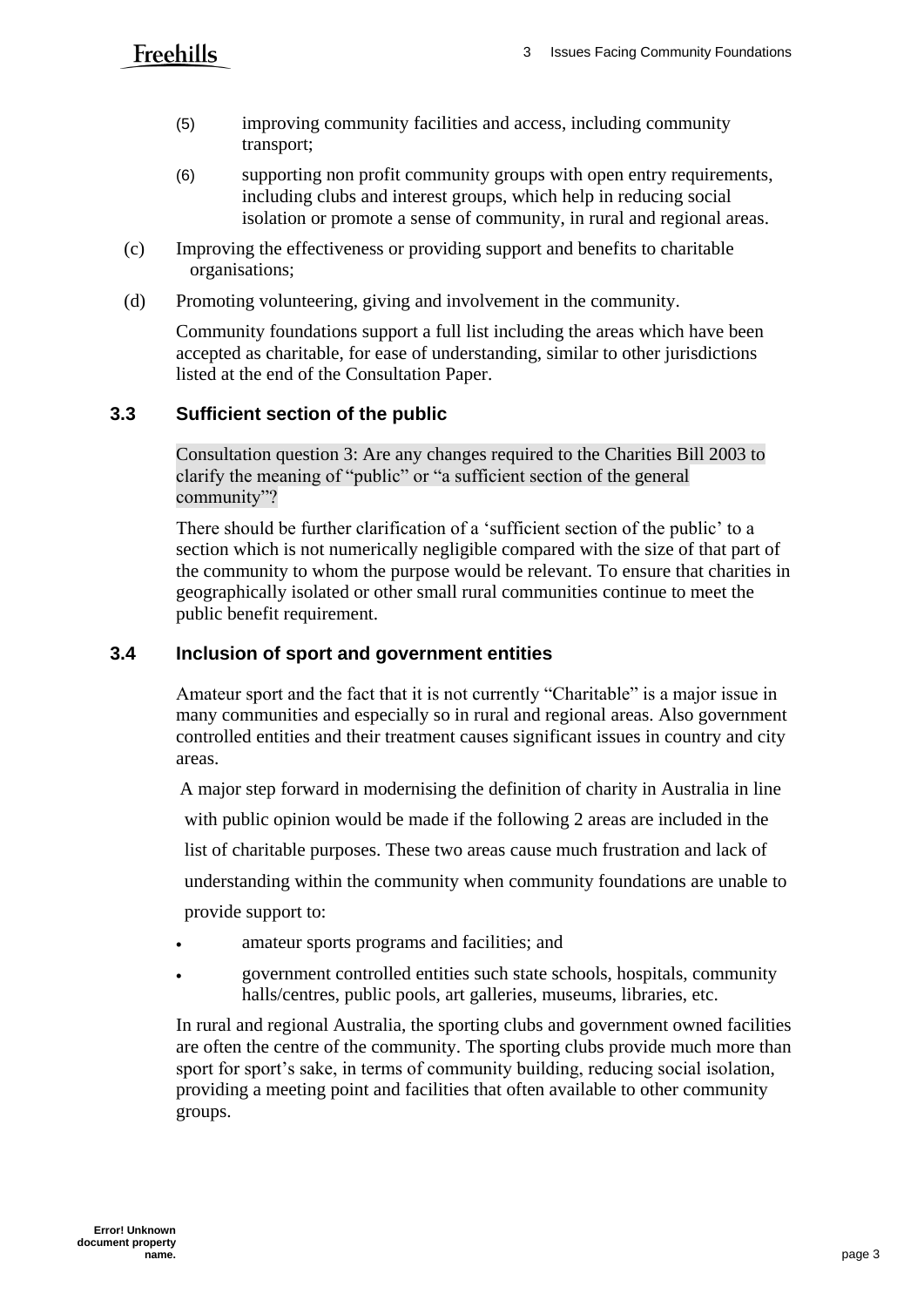(5) improving community facilities and access, including community transport;

(6) supporting non profit community groups with open entry requirements, including clubs and interest groups, which help in reducing social isolation or promote a sense of community, in rural and regional areas.

(c) Improving the effectiveness or providing support and benefits to charitable organisations;

(d) Promoting volunteering, giving and involvement in the community.

Community foundations support a full list including the areas which have been accepted as charitable, for ease of understanding, similar to other jurisdictions listed at the end of the Consultation Paper.

### 3.3 Sufficient section of the public

Consultation question 3: Are any changes required to the Charities Bill 2003 to clarify the meaning of "public" or "a sufficient section of the general community"?

There should be further clarification of a 'sufficient section of the public' to a section which is not numerically negligible compared with the size of that part of the community to whom the purpose would be relevant. To ensure that charities in geographically isolated or other small rural communities continue to meet the public benefit requirement.

### 3.4 Inclusion of sport and government entities

Amateur sport and the fact that it is not currently "Charitable" is a major issue in many communities and especially so in rural and regional areas. Also government controlled entities and their treatment causes significant issues in country and city areas.

A major step forward in modernising the definition of charity in Australia in line with public opinion would be made if the following 2 areas are included in the list of charitable purposes. These two areas cause much frustration and lack of understanding within the community when community foundations are unable to provide support to:

- amateur sports programs and facilities; and
- government controlled entities such state schools, hospitals, community halls/centres, public pools, art galleries, museums, libraries, etc.

In rural and regional Australia, the sporting clubs and government owned facilities are often the centre of the community. The sporting clubs provide much more than sport for sport's sake, in terms of community building, reducing social isolation, providing a meeting point and facilities that often available to other community groups.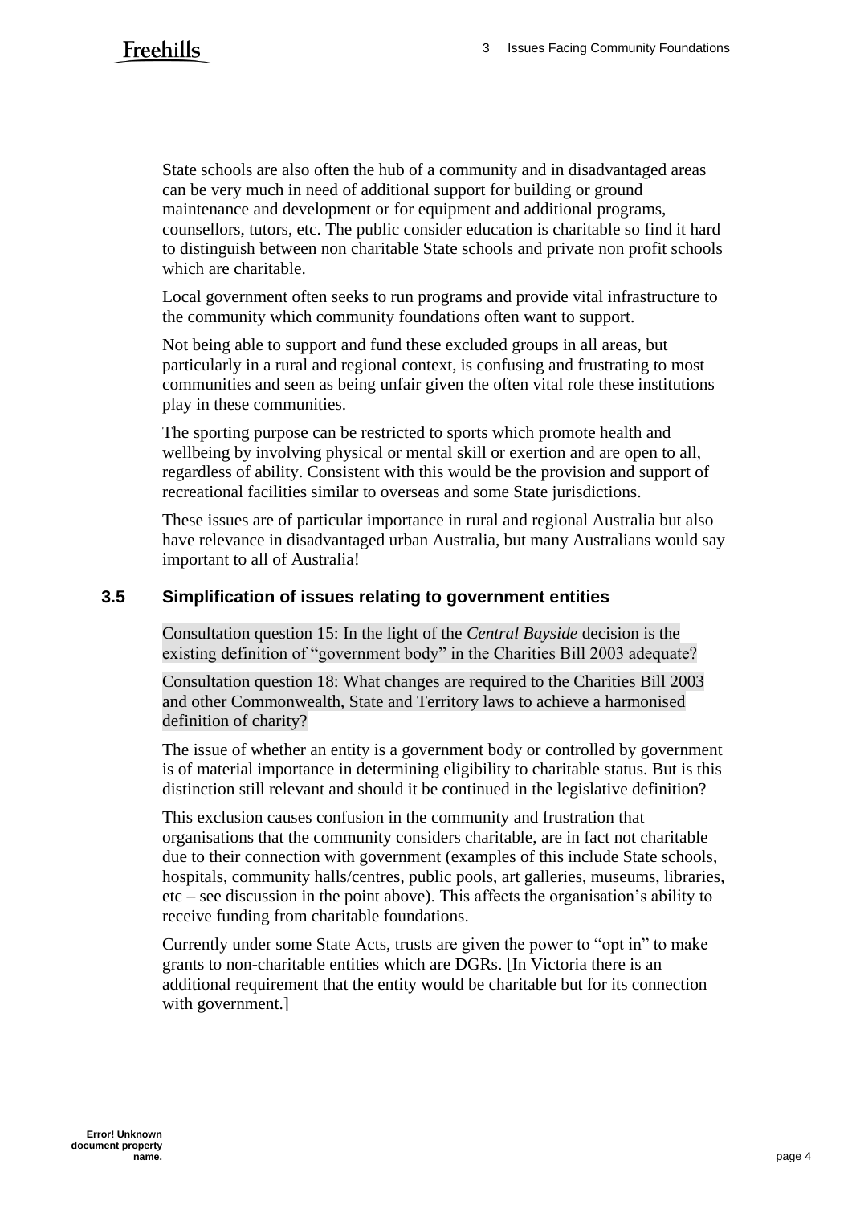State schools are also often the hub of a community and in disadvantaged areas can be very much in need of additional support for building or ground maintenance and development or for equipment and additional programs, counsellors, tutors, etc. The public consider education is charitable so find it hard to distinguish between non charitable State schools and private non profit schools which are charitable.

Local government often seeks to run programs and provide vital infrastructure to the community which community foundations often want to support.

Not being able to support and fund these excluded groups in all areas, but particularly in a rural and regional context, is confusing and frustrating to most communities and seen as being unfair given the often vital role these institutions play in these communities.

The sporting purpose can be restricted to sports which promote health and wellbeing by involving physical or mental skill or exertion and are open to all, regardless of ability. Consistent with this would be the provision and support of recreational facilities similar to overseas and some State jurisdictions.

These issues are of particular importance in rural and regional Australia but also have relevance in disadvantaged urban Australia, but many Australians would say important to all of Australia!

## 3.5 Simplification of issues relating to government entities

Consultation question 15: In the light of the *Central Bayside* decision is the existing definition of "government body" in the Charities Bill 2003 adequate?

Consultation question 18: What changes are required to the Charities Bill 2003 and other Commonwealth, State and Territory laws to achieve a harmonised definition of charity?

The issue of whether an entity is a government body or controlled by government is of material importance in determining eligibility to charitable status. But is this distinction still relevant and should it be continued in the legislative definition?

This exclusion causes confusion in the community and frustration that organisations that the community considers charitable, are in fact not charitable due to their connection with government (examples of this include State schools, hospitals, community halls/centres, public pools, art galleries, museums, libraries, etc – see discussion in the point above). This affects the organisation's ability to receive funding from charitable foundations.

Currently under some State Acts, trusts are given the power to "opt in" to make grants to non-charitable entities which are DGRs. [In Victoria there is an additional requirement that the entity would be charitable but for its connection with government.]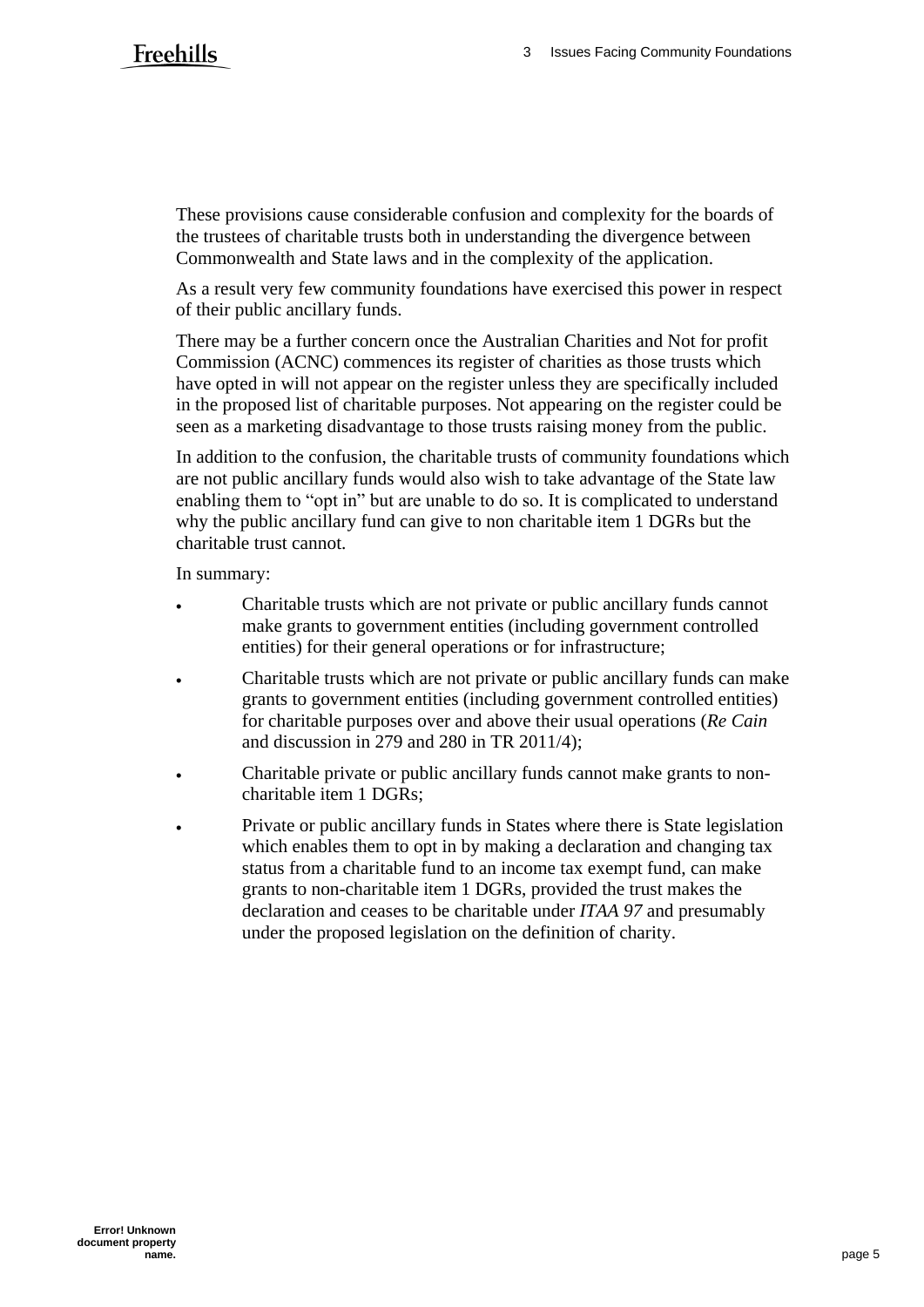These provisions cause considerable confusion and complexity for the boards of the trustees of charitable trusts both in understanding the divergence between Commonwealth and State laws and in the complexity of the application.

As a result very few community foundations have exercised this power in respect of their public ancillary funds.

There may be a further concern once the Australian Charities and Not for profit Commission (ACNC) commences its register of charities as those trusts which have opted in will not appear on the register unless they are specifically included in the proposed list of charitable purposes. Not appearing on the register could be seen as a marketing disadvantage to those trusts raising money from the public.

In addition to the confusion, the charitable trusts of community foundations which are not public ancillary funds would also wish to take advantage of the State law enabling them to "opt in" but are unable to do so. It is complicated to understand why the public ancillary fund can give to non charitable item 1 DGRs but the charitable trust cannot.

In summary:

- Charitable trusts which are not private or public ancillary funds cannot make grants to government entities (including government controlled entities) for their general operations or for infrastructure;
- Charitable trusts which are not private or public ancillary funds can make grants to government entities (including government controlled entities) for charitable purposes over and above their usual operations (*Re Cain* and discussion in 279 and 280 in TR 2011/4);
- Charitable private or public ancillary funds cannot make grants to non-charitable item 1 DGRs;
- Private or public ancillary funds in States where there is State legislation which enables them to opt in by making a declaration and changing tax status from a charitable fund to an income tax exempt fund, can make grants to non-charitable item 1 DGRs, provided the trust makes the declaration and ceases to be charitable under *ITAA 97* and presumably under the proposed legislation on the definition of charity.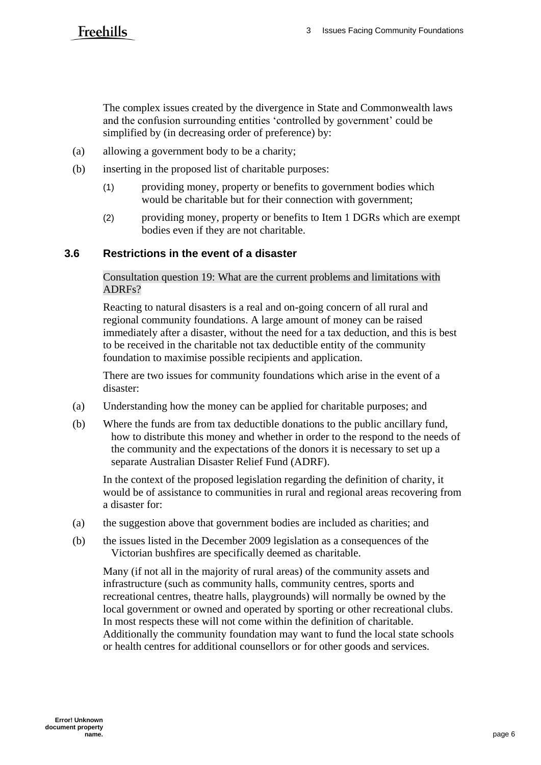The complex issues created by the divergence in State and Commonwealth laws and the confusion surrounding entities 'controlled by government' could be simplified by (in decreasing order of preference) by:

(a) allowing a government body to be a charity;

(b) inserting in the proposed list of charitable purposes:

   (1) providing money, property or benefits to government bodies which would be charitable but for their connection with government;

   (2) providing money, property or benefits to Item 1 DGRs which are exempt bodies even if they are not charitable.

### 3.6 Restrictions in the event of a disaster

Consultation question 19: What are the current problems and limitations with ADRFs?

Reacting to natural disasters is a real and on-going concern of all rural and regional community foundations. A large amount of money can be raised immediately after a disaster, without the need for a tax deduction, and this is best to be received in the charitable not tax deductible entity of the community foundation to maximise possible recipients and application.

There are two issues for community foundations which arise in the event of a disaster:

(a) Understanding how the money can be applied for charitable purposes; and

(b) Where the funds are from tax deductible donations to the public ancillary fund, how to distribute this money and whether in order to the respond to the needs of the community and the expectations of the donors it is necessary to set up a separate Australian Disaster Relief Fund (ADRF).

In the context of the proposed legislation regarding the definition of charity, it would be of assistance to communities in rural and regional areas recovering from a disaster for:

(a) the suggestion above that government bodies are included as charities; and

(b) the issues listed in the December 2009 legislation as a consequences of the Victorian bushfires are specifically deemed as charitable.

Many (if not all in the majority of rural areas) of the community assets and infrastructure (such as community halls, community centres, sports and recreational centres, theatre halls, playgrounds) will normally be owned by the local government or owned and operated by sporting or other recreational clubs. In most respects these will not come within the definition of charitable. Additionally the community foundation may want to fund the local state schools or health centres for additional counsellors or for other goods and services.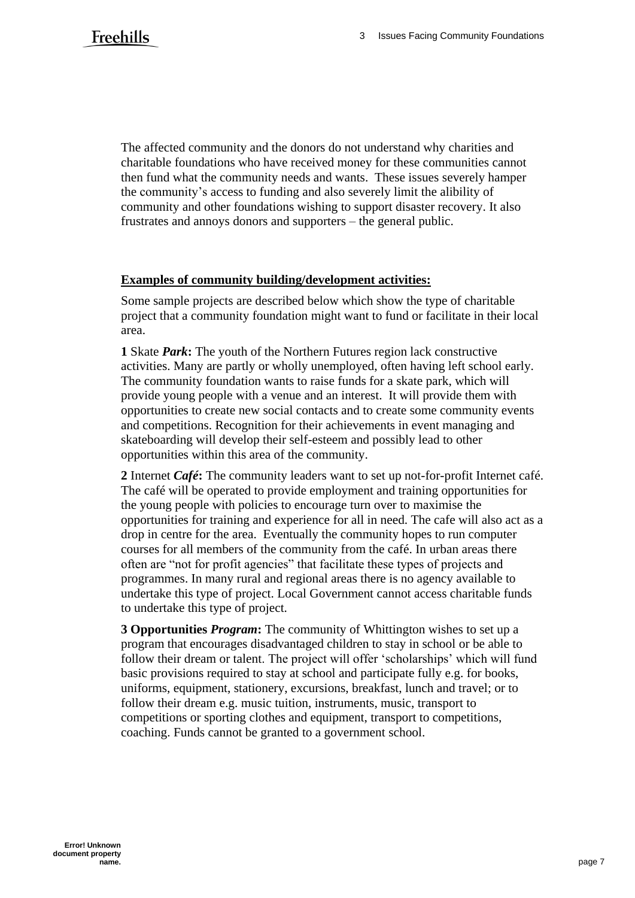The affected community and the donors do not understand why charities and charitable foundations who have received money for these communities cannot then fund what the community needs and wants. These issues severely hamper the community's access to funding and also severely limit the alibility of community and other foundations wishing to support disaster recovery. It also frustrates and annoys donors and supporters – the general public.

**Examples of community building/development activities:**

Some sample projects are described below which show the type of charitable project that a community foundation might want to fund or facilitate in their local area.

**1** Skate ***Park*****:** The youth of the Northern Futures region lack constructive activities. Many are partly or wholly unemployed, often having left school early. The community foundation wants to raise funds for a skate park, which will provide young people with a venue and an interest. It will provide them with opportunities to create new social contacts and to create some community events and competitions. Recognition for their achievements in event managing and skateboarding will develop their self-esteem and possibly lead to other opportunities within this area of the community.

**2** Internet ***Café*****:** The community leaders want to set up not-for-profit Internet café. The café will be operated to provide employment and training opportunities for the young people with policies to encourage turn over to maximise the opportunities for training and experience for all in need. The cafe will also act as a drop in centre for the area. Eventually the community hopes to run computer courses for all members of the community from the café. In urban areas there often are "not for profit agencies" that facilitate these types of projects and programmes. In many rural and regional areas there is no agency available to undertake this type of project. Local Government cannot access charitable funds to undertake this type of project.

**3 Opportunities *Program*:** The community of Whittington wishes to set up a program that encourages disadvantaged children to stay in school or be able to follow their dream or talent. The project will offer 'scholarships' which will fund basic provisions required to stay at school and participate fully e.g. for books, uniforms, equipment, stationery, excursions, breakfast, lunch and travel; or to follow their dream e.g. music tuition, instruments, music, transport to competitions or sporting clothes and equipment, transport to competitions, coaching. Funds cannot be granted to a government school.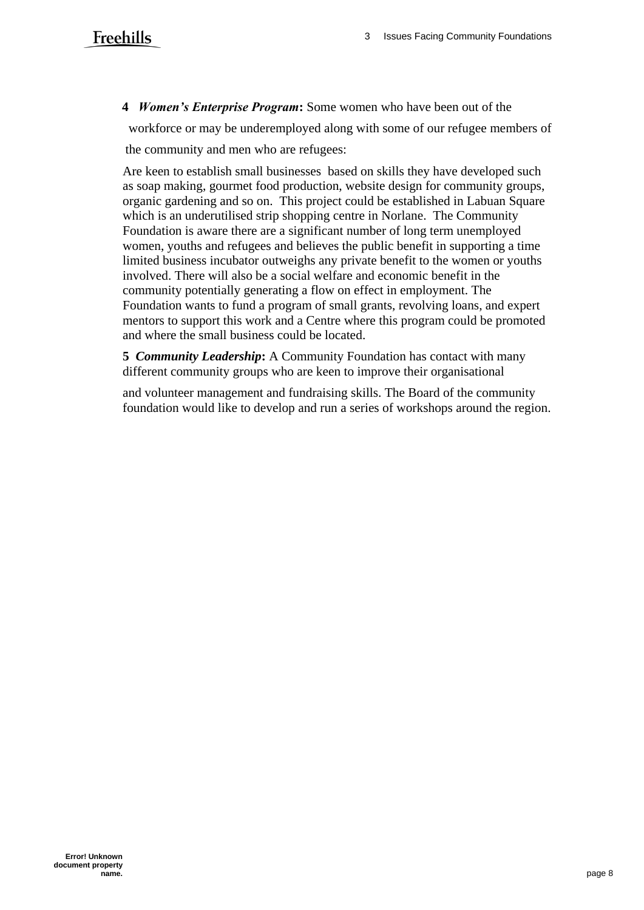**4** ***Women's Enterprise Program*****:** Some women who have been out of the workforce or may be underemployed along with some of our refugee members of the community and men who are refugees:

Are keen to establish small businesses based on skills they have developed such as soap making, gourmet food production, website design for community groups, organic gardening and so on. This project could be established in Labuan Square which is an underutilised strip shopping centre in Norlane. The Community Foundation is aware there are a significant number of long term unemployed women, youths and refugees and believes the public benefit in supporting a time limited business incubator outweighs any private benefit to the women or youths involved. There will also be a social welfare and economic benefit in the community potentially generating a flow on effect in employment. The Foundation wants to fund a program of small grants, revolving loans, and expert mentors to support this work and a Centre where this program could be promoted and where the small business could be located.

**5** ***Community Leadership*****:** A Community Foundation has contact with many different community groups who are keen to improve their organisational

and volunteer management and fundraising skills. The Board of the community foundation would like to develop and run a series of workshops around the region.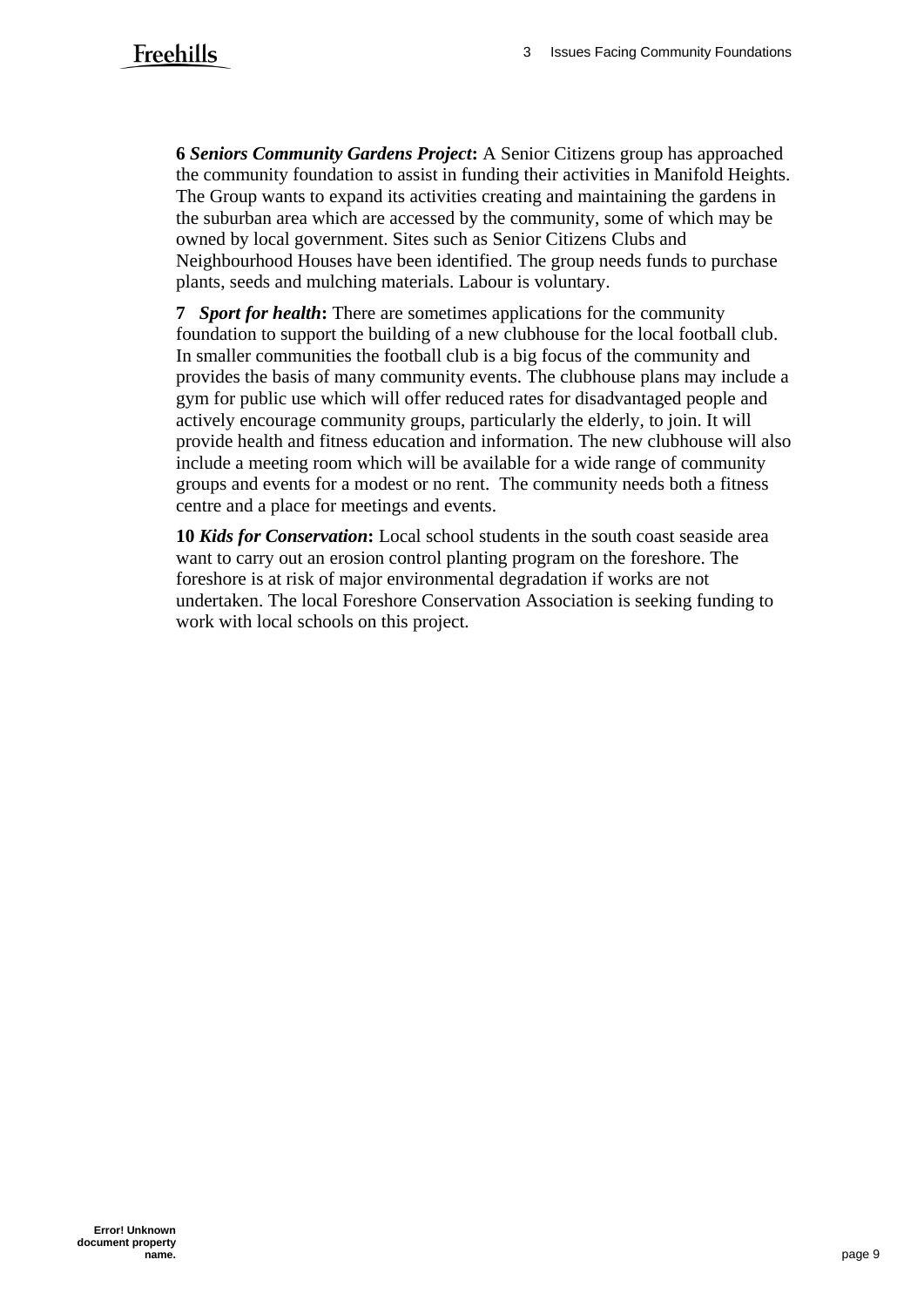**6** ***Seniors Community Gardens Project*****:** A Senior Citizens group has approached the community foundation to assist in funding their activities in Manifold Heights. The Group wants to expand its activities creating and maintaining the gardens in the suburban area which are accessed by the community, some of which may be owned by local government. Sites such as Senior Citizens Clubs and Neighbourhood Houses have been identified. The group needs funds to purchase plants, seeds and mulching materials. Labour is voluntary.

**7** ***Sport for health*****:** There are sometimes applications for the community foundation to support the building of a new clubhouse for the local football club. In smaller communities the football club is a big focus of the community and provides the basis of many community events. The clubhouse plans may include a gym for public use which will offer reduced rates for disadvantaged people and actively encourage community groups, particularly the elderly, to join. It will provide health and fitness education and information. The new clubhouse will also include a meeting room which will be available for a wide range of community groups and events for a modest or no rent. The community needs both a fitness centre and a place for meetings and events.

**10** ***Kids for Conservation*****:** Local school students in the south coast seaside area want to carry out an erosion control planting program on the foreshore. The foreshore is at risk of major environmental degradation if works are not undertaken. The local Foreshore Conservation Association is seeking funding to work with local schools on this project.